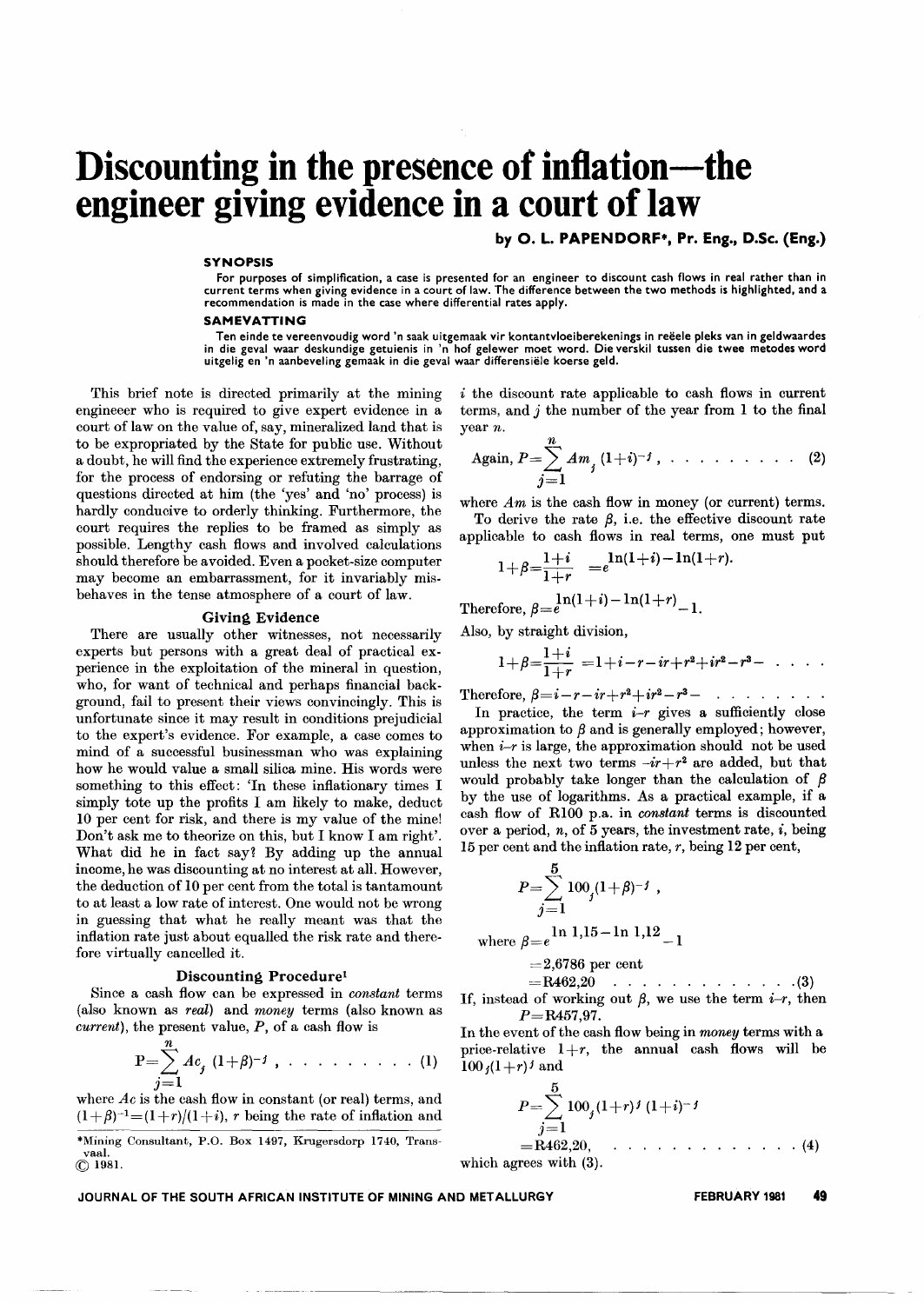# Discounting in the presence of inflation—the engineer giving evidence in a court of law

**by O. L. PAPENDORF\*, Pr. Eng., D.Sc. (Eng.)**

### SYNOPSIS

For purposes of simplification, a case is presented for an engineer to discount cash flows in real rather than in current terms when giving evidence in a court of law. The difference between the two methods is highlighted, and a recommendation is made in the case where differential rates apply.

### SAMEVATTING

Ten einde te vereenvoudig word 'n saak uitgemaak vir kontantvloeiberekenings in reëele pleks van in geldwaardes in die geval waar deskundige getuienis in 'n hof gelewer moet word. Die verskil tussen die twee metodes word uitgelig en 'n aanbeveling gemaak in die geval waar differensiële koerse geld.

This brief note is directed primarily at the mining engineeer who is required to give expert evidence in a court of law on the value of, say, mineralized land that is to be expropriated by the State for public use. Without a doubt, he will find the experience extremely frustrating, for the process of endorsing or refuting the barrage of questions directed at him (the 'yes' and 'no' process) is hardly conducive to orderly thinking. Furthermore, the court requires the replies to be framed as simply as possible. Lengthy cash flows and involved calculations should therefore be avoided. Even a pocket-size computer may become an embarrassment, for it invariably misbehaves in the tense atmosphere of a court of law.

## Giving Evidence

There are usually other witnesses, not necessarily experts but persons with a great deal of practical experience in the exploitation of the mineral in question, who, for want of technical and perhaps financial background, fail to present their views convincingly. This is unfortunate since it may result in conditions prejudicial to the expert's evidence. For example, a case comes to mind of a successful businessman who was explaining how he would value a small silica mine. His words were something to this effect: 'In these inflationary times I simply tote up the profits I am likely to make, deduct 10 per cent for risk, and there is my value of the mine! Don't ask me to theorize on this, but I know I am right'. What did he in fact say? By adding up the annual income, he was discounting at no interest at all. However, the deduction of 10 per cent from the total is tantamount to at least a low rate of interest. One would not be wrong in guessing that what he really meant was that the inflation rate just about equalled the risk rate and therefore virtually cancelled it.

## Discounting Procedure[1]

Since a cash flow can be expressed in *constant* terms (also known as *real*) and *money* terms (also known as *current*), the present value, $P$, of a cash flow is

$$P=\sum_{j=1}^{n} Ac_j\,(1+\beta)^{-j}\,, \quad \ldots\ldots\ldots\ldots \quad (1)$$

where $Ac$ is the cash flow in constant (or real) terms, and $(1+\beta)^{-1}=(1+r)/(1+i)$, $r$ being the rate of inflation and $i$ the discount rate applicable to cash flows in current terms, and $j$ the number of the year from 1 to the final year $n$.

$$\text{Again, } P=\sum_{j=1}^{n} Am_j\,(1+i)^{-j}\,, \quad \ldots\ldots\ldots\ldots \quad (2)$$

where $Am$ is the cash flow in money (or current) terms.

To derive the rate $\beta$, i.e. the effective discount rate applicable to cash flows in real terms, one must put

$$1+\beta=\frac{1+i}{1+r}\; =e^{\ln(1+i)-\ln(1+r)}.$$

Therefore, $\beta=e^{\ln(1+i)-\ln(1+r)}-1.$

Also, by straight division,

$$1+\beta=\frac{1+i}{1+r}\; =1+i-r-ir+r^2+ir^2-r^3- \;\ldots\,.$$

Therefore, $\beta=i-r-ir+r^2+ir^2-r^3- \;\ldots\ldots\ldots$

In practice, the term $i$–$r$ gives a sufficiently close approximation to $\beta$ and is generally employed; however, when $i$–$r$ is large, the approximation should not be used unless the next two terms $-ir+r^2$ are added, but that would probably take longer than the calculation of $\beta$ by the use of logarithms. As a practical example, if a cash flow of R100 p.a. in *constant* terms is discounted over a period, $n$, of 5 years, the investment rate, $i$, being 15 per cent and the inflation rate, $r$, being 12 per cent,

$$P=\sum_{j=1}^{5} 100_j(1+\beta)^{-j}\,,$$

where $\beta=e^{\ln 1{,}15-\ln 1{,}12}-1$

$=2{,}6786$ per cent

$=\text{R}462{,}20 \quad \ldots\ldots\ldots\ldots \quad (3)$

If, instead of working out $\beta$, we use the term $i$–$r$, then

$P=\text{R}457{,}97.$

In the event of the cash flow being in *money* terms with a price-relative $1+r$, the annual cash flows will be $100_j(1+r)^j$ and

$$P=\sum_{j=1}^{5} 100_j(1+r)^j\,(1+i)^{-j}$$

$=\text{R}462{,}20, \quad \ldots\ldots\ldots\ldots \quad (4)$

which agrees with (3).

\*Mining Consultant, P.O. Box 1497, Krugersdorp 1740, Transvaal.
© 1981.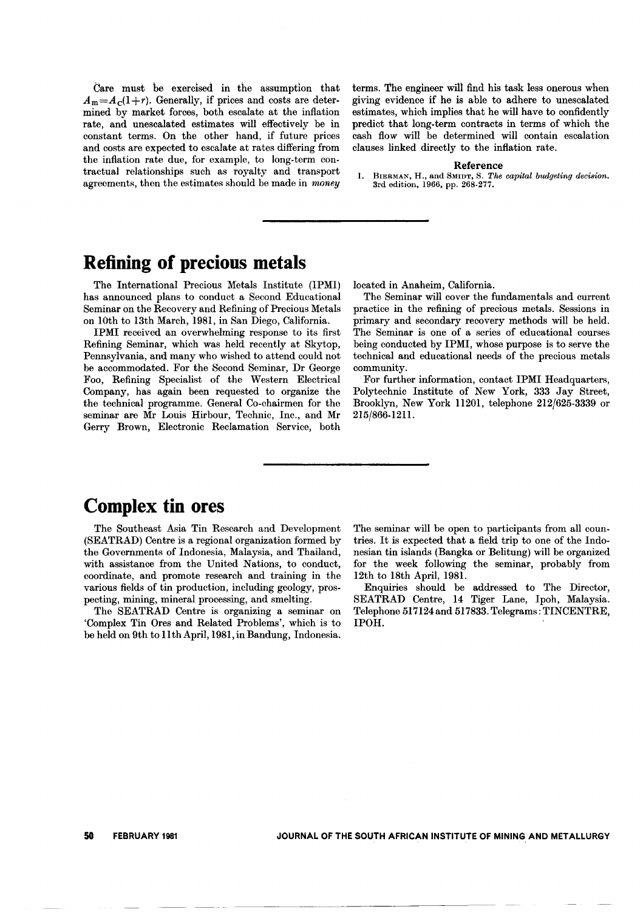Care must be exercised in the assumption that $A_m = A_c(1+r)$. Generally, if prices and costs are determined by market forces, both escalate at the inflation rate, and unescalated estimates will effectively be in constant terms. On the other hand, if future prices and costs are expected to escalate at rates differing from the inflation rate due, for example, to long-term contractual relationships such as royalty and transport agreements, then the estimates should be made in *money* terms. The engineer will find his task less onerous when giving evidence if he is able to adhere to unescalated estimates, which implies that he will have to confidently predict that long-term contracts in terms of which the cash flow will be determined will contain escalation clauses linked directly to the inflation rate.

### Reference

1. Bierman, H., and Smidt, S. *The capital budgeting decision.* 3rd edition, 1966, pp. 268-277.

# Refining of precious metals

The International Precious Metals Institute (IPMI) has announced plans to conduct a Second Educational Seminar on the Recovery and Refining of Precious Metals on 10th to 13th March, 1981, in San Diego, California.

IPMI received an overwhelming response to its first Refining Seminar, which was held recently at Skytop, Pennsylvania, and many who wished to attend could not be accommodated. For the Second Seminar, Dr George Foo, Refining Specialist of the Western Electrical Company, has again been requested to organize the the technical programme. General Co-chairmen for the seminar are Mr Louis Hirbour, Technic, Inc., and Mr Gerry Brown, Electronic Reclamation Service, both located in Anaheim, California.

The Seminar will cover the fundamentals and current practice in the refining of precious metals. Sessions in primary and secondary recovery methods will be held. The Seminar is one of a series of educational courses being conducted by IPMI, whose purpose is to serve the technical and educational needs of the precious metals community.

For further information, contact IPMI Headquarters, Polytechnic Institute of New York, 333 Jay Street, Brooklyn, New York 11201, telephone 212/625-3339 or 215/866-1211.

# Complex tin ores

The Southeast Asia Tin Research and Development (SEATRAD) Centre is a regional organization formed by the Governments of Indonesia, Malaysia, and Thailand, with assistance from the United Nations, to conduct, coordinate, and promote research and training in the various fields of tin production, including geology, prospecting, mining, mineral processing, and smelting.

The SEATRAD Centre is organizing a seminar on 'Complex Tin Ores and Related Problems', which is to be held on 9th to 11th April, 1981, in Bandung, Indonesia. The seminar will be open to participants from all countries. It is expected that a field trip to one of the Indonesian tin islands (Bangka or Belitung) will be organized for the week following the seminar, probably from 12th to 18th April, 1981.

Enquiries should be addressed to The Director, SEATRAD Centre, 14 Tiger Lane, Ipoh, Malaysia. Telephone 517124 and 517833. Telegrams: TINCENTRE, IPOH.